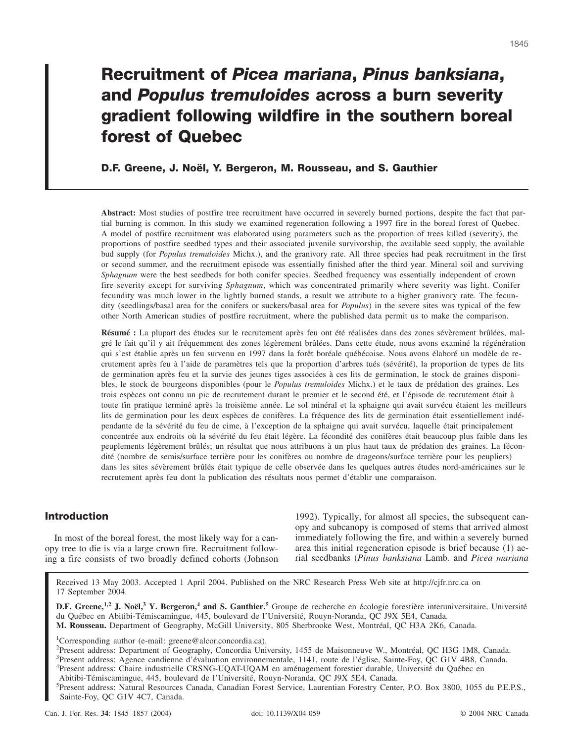# Recruitment of *Picea mariana*, *Pinus banksiana*, and *Populus tremuloides* across a burn severity gradient following wildfire in the southern boreal forest of Quebec

**D.F. Greene, J. Noël, Y. Bergeron, M. Rousseau, and S. Gauthier**

**Abstract:** Most studies of postfire tree recruitment have occurred in severely burned portions, despite the fact that partial burning is common. In this study we examined regeneration following a 1997 fire in the boreal forest of Quebec. A model of postfire recruitment was elaborated using parameters such as the proportion of trees killed (severity), the proportions of postfire seedbed types and their associated juvenile survivorship, the available seed supply, the available bud supply (for *Populus tremuloides* Michx.), and the granivory rate. All three species had peak recruitment in the first or second summer, and the recruitment episode was essentially finished after the third year. Mineral soil and surviving *Sphagnum* were the best seedbeds for both conifer species. Seedbed frequency was essentially independent of crown fire severity except for surviving *Sphagnum*, which was concentrated primarily where severity was light. Conifer fecundity was much lower in the lightly burned stands, a result we attribute to a higher granivory rate. The fecundity (seedlings/basal area for the conifers or suckers/basal area for *Populus*) in the severe sites was typical of the few other North American studies of postfire recruitment, where the published data permit us to make the comparison.

**Résumé :** La plupart des études sur le recrutement après feu ont été réalisées dans des zones sévèrement brûlées, malgré le fait qu'il y ait fréquemment des zones légèrement brûlées. Dans cette étude, nous avons examiné la régénération qui s'est établie après un feu survenu en 1997 dans la forêt boréale québécoise. Nous avons élaboré un modèle de recrutement après feu à l'aide de paramètres tels que la proportion d'arbres tués (sévérité), la proportion de types de lits de germination après feu et la survie des jeunes tiges associées à ces lits de germination, le stock de graines disponibles, le stock de bourgeons disponibles (pour le *Populus tremuloides* Michx.) et le taux de prédation des graines. Les trois espèces ont connu un pic de recrutement durant le premier et le second été, et l'épisode de recrutement était à toute fin pratique terminé après la troisième année. Le sol minéral et la sphaigne qui avait survécu étaient les meilleurs lits de germination pour les deux espèces de conifères. La fréquence des lits de germination était essentiellement indépendante de la sévérité du feu de cime, à l'exception de la sphaigne qui avait survécu, laquelle était principalement concentrée aux endroits où la sévérité du feu était légère. La fécondité des conifères était beaucoup plus faible dans les peuplements légèrement brûlés; un résultat que nous attribuons à un plus haut taux de prédation des graines. La fécondité (nombre de semis/surface terrière pour les conifères ou nombre de drageons/surface terrière pour les peupliers) dans les sites sévèrement brûlés était typique de celle observée dans les quelques autres études nord-américaines sur le recrutement après feu dont la publication des résultats nous permet d'établir une comparaison.

## Introduction

In most of the boreal forest, the most likely way for a canopy tree to die is via a large crown fire. Recruitment following a fire consists of two broadly defined cohorts (Johnson 1992). Typically, for almost all species, the subsequent canopy and subcanopy is composed of stems that arrived almost immediately following the fire, and within a severely burned area this initial regeneration episode is brief because (1) aerial seedbanks (*Pinus banksiana* Lamb. and *Picea mariana*

Received 13 May 2003. Accepted 1 April 2004. Published on the NRC Research Press Web site at http://cjfr.nrc.ca on 17 September 2004.

**D.F. Greene,[1,2] J. Noël,[3] Y. Bergeron,[4] and S. Gauthier.[5]** Groupe de recherche en écologie forestière interuniversitaire, Université du Québec en Abitibi-Témiscamingue, 445, boulevard de l'Université, Rouyn-Noranda, QC J9X 5E4, Canada.
**M. Rousseau.** Department of Geography, McGill University, 805 Sherbrooke West, Montréal, QC H3A 2K6, Canada.

[1]Corresponding author (e-mail: greene@alcor.concordia.ca).
[2]Present address: Department of Geography, Concordia University, 1455 de Maisonneuve W., Montréal, QC H3G 1M8, Canada.
[3]Present address: Agence candienne d'évaluation environnementale, 1141, route de l'église, Sainte-Foy, QC G1V 4B8, Canada.
[4]Present address: Chaire industrielle CRSNG-UQAT-UQAM en aménagement forestier durable, Université du Québec en Abitibi-Témiscamingue, 445, boulevard de l'Université, Rouyn-Noranda, QC J9X 5E4, Canada.
[5]Present address: Natural Resources Canada, Canadian Forest Service, Laurentian Forestry Center, P.O. Box 3800, 1055 du P.E.P.S., Sainte-Foy, QC G1V 4C7, Canada.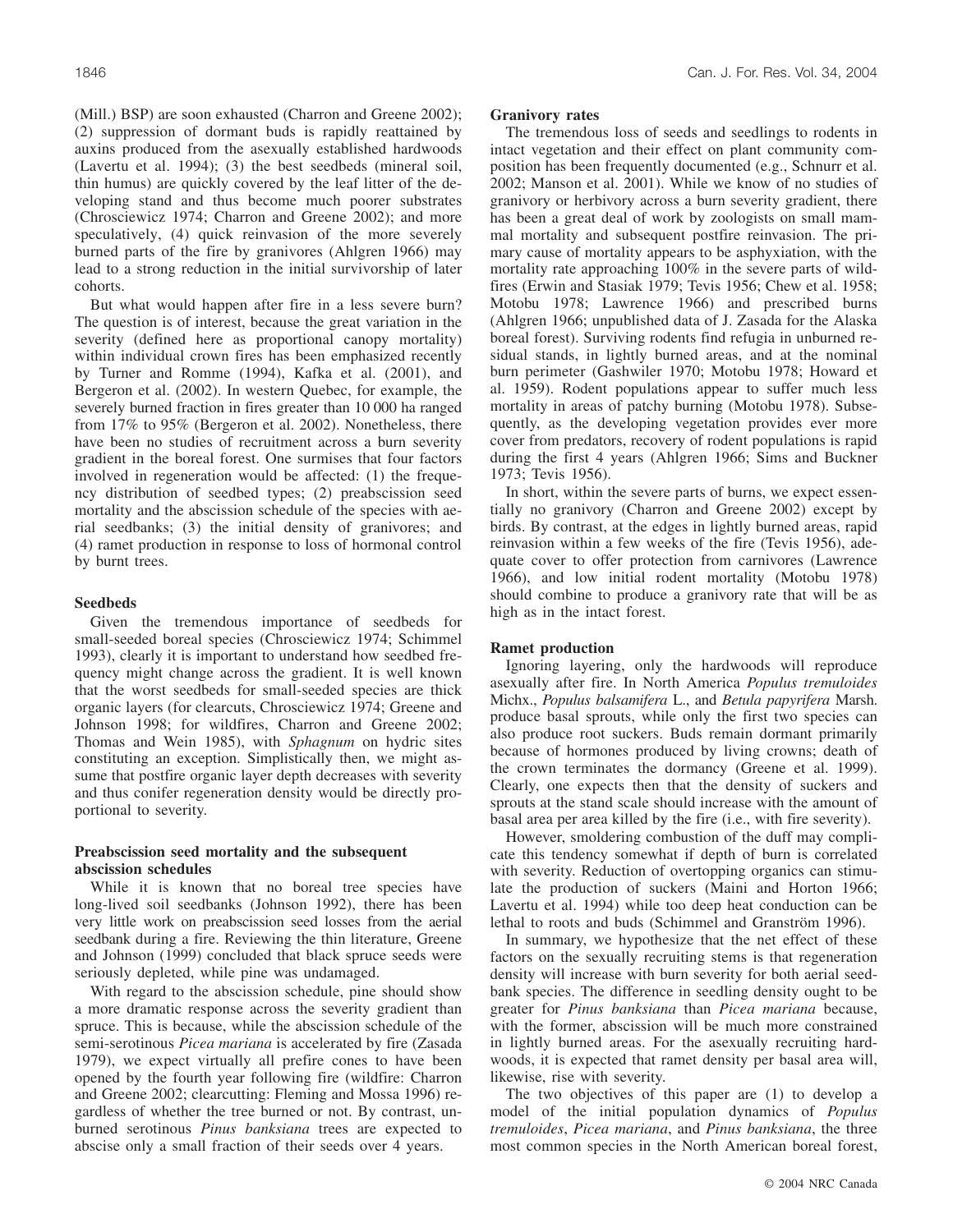(Mill.) BSP) are soon exhausted (Charron and Greene 2002); (2) suppression of dormant buds is rapidly reattained by auxins produced from the asexually established hardwoods (Lavertu et al. 1994); (3) the best seedbeds (mineral soil, thin humus) are quickly covered by the leaf litter of the developing stand and thus become much poorer substrates (Chrosciewicz 1974; Charron and Greene 2002); and more speculatively, (4) quick reinvasion of the more severely burned parts of the fire by granivores (Ahlgren 1966) may lead to a strong reduction in the initial survivorship of later cohorts.

But what would happen after fire in a less severe burn? The question is of interest, because the great variation in the severity (defined here as proportional canopy mortality) within individual crown fires has been emphasized recently by Turner and Romme (1994), Kafka et al. (2001), and Bergeron et al. (2002). In western Quebec, for example, the severely burned fraction in fires greater than 10 000 ha ranged from 17% to 95% (Bergeron et al. 2002). Nonetheless, there have been no studies of recruitment across a burn severity gradient in the boreal forest. One surmises that four factors involved in regeneration would be affected: (1) the frequency distribution of seedbed types; (2) preabscission seed mortality and the abscission schedule of the species with aerial seedbanks; (3) the initial density of granivores; and (4) ramet production in response to loss of hormonal control by burnt trees.

### Seedbeds

Given the tremendous importance of seedbeds for small-seeded boreal species (Chrosciewicz 1974; Schimmel 1993), clearly it is important to understand how seedbed frequency might change across the gradient. It is well known that the worst seedbeds for small-seeded species are thick organic layers (for clearcuts, Chrosciewicz 1974; Greene and Johnson 1998; for wildfires, Charron and Greene 2002; Thomas and Wein 1985), with *Sphagnum* on hydric sites constituting an exception. Simplistically then, we might assume that postfire organic layer depth decreases with severity and thus conifer regeneration density would be directly proportional to severity.

### Preabscission seed mortality and the subsequent abscission schedules

While it is known that no boreal tree species have long-lived soil seedbanks (Johnson 1992), there has been very little work on preabscission seed losses from the aerial seedbank during a fire. Reviewing the thin literature, Greene and Johnson (1999) concluded that black spruce seeds were seriously depleted, while pine was undamaged.

With regard to the abscission schedule, pine should show a more dramatic response across the severity gradient than spruce. This is because, while the abscission schedule of the semi-serotinous *Picea mariana* is accelerated by fire (Zasada 1979), we expect virtually all prefire cones to have been opened by the fourth year following fire (wildfire: Charron and Greene 2002; clearcutting: Fleming and Mossa 1996) regardless of whether the tree burned or not. By contrast, unburned serotinous *Pinus banksiana* trees are expected to abscise only a small fraction of their seeds over 4 years.

### Granivory rates

The tremendous loss of seeds and seedlings to rodents in intact vegetation and their effect on plant community composition has been frequently documented (e.g., Schnurr et al. 2002; Manson et al. 2001). While we know of no studies of granivory or herbivory across a burn severity gradient, there has been a great deal of work by zoologists on small mammal mortality and subsequent postfire reinvasion. The primary cause of mortality appears to be asphyxiation, with the mortality rate approaching 100% in the severe parts of wildfires (Erwin and Stasiak 1979; Tevis 1956; Chew et al. 1958; Motobu 1978; Lawrence 1966) and prescribed burns (Ahlgren 1966; unpublished data of J. Zasada for the Alaska boreal forest). Surviving rodents find refugia in unburned residual stands, in lightly burned areas, and at the nominal burn perimeter (Gashwiler 1970; Motobu 1978; Howard et al. 1959). Rodent populations appear to suffer much less mortality in areas of patchy burning (Motobu 1978). Subsequently, as the developing vegetation provides ever more cover from predators, recovery of rodent populations is rapid during the first 4 years (Ahlgren 1966; Sims and Buckner 1973; Tevis 1956).

In short, within the severe parts of burns, we expect essentially no granivory (Charron and Greene 2002) except by birds. By contrast, at the edges in lightly burned areas, rapid reinvasion within a few weeks of the fire (Tevis 1956), adequate cover to offer protection from carnivores (Lawrence 1966), and low initial rodent mortality (Motobu 1978) should combine to produce a granivory rate that will be as high as in the intact forest.

### Ramet production

Ignoring layering, only the hardwoods will reproduce asexually after fire. In North America *Populus tremuloides* Michx., *Populus balsamifera* L., and *Betula papyrifera* Marsh. produce basal sprouts, while only the first two species can also produce root suckers. Buds remain dormant primarily because of hormones produced by living crowns; death of the crown terminates the dormancy (Greene et al. 1999). Clearly, one expects then that the density of suckers and sprouts at the stand scale should increase with the amount of basal area per area killed by the fire (i.e., with fire severity).

However, smoldering combustion of the duff may complicate this tendency somewhat if depth of burn is correlated with severity. Reduction of overtopping organics can stimulate the production of suckers (Maini and Horton 1966; Lavertu et al. 1994) while too deep heat conduction can be lethal to roots and buds (Schimmel and Granström 1996).

In summary, we hypothesize that the net effect of these factors on the sexually recruiting stems is that regeneration density will increase with burn severity for both aerial seedbank species. The difference in seedling density ought to be greater for *Pinus banksiana* than *Picea mariana* because, with the former, abscission will be much more constrained in lightly burned areas. For the asexually recruiting hardwoods, it is expected that ramet density per basal area will, likewise, rise with severity.

The two objectives of this paper are (1) to develop a model of the initial population dynamics of *Populus tremuloides*, *Picea mariana*, and *Pinus banksiana*, the three most common species in the North American boreal forest,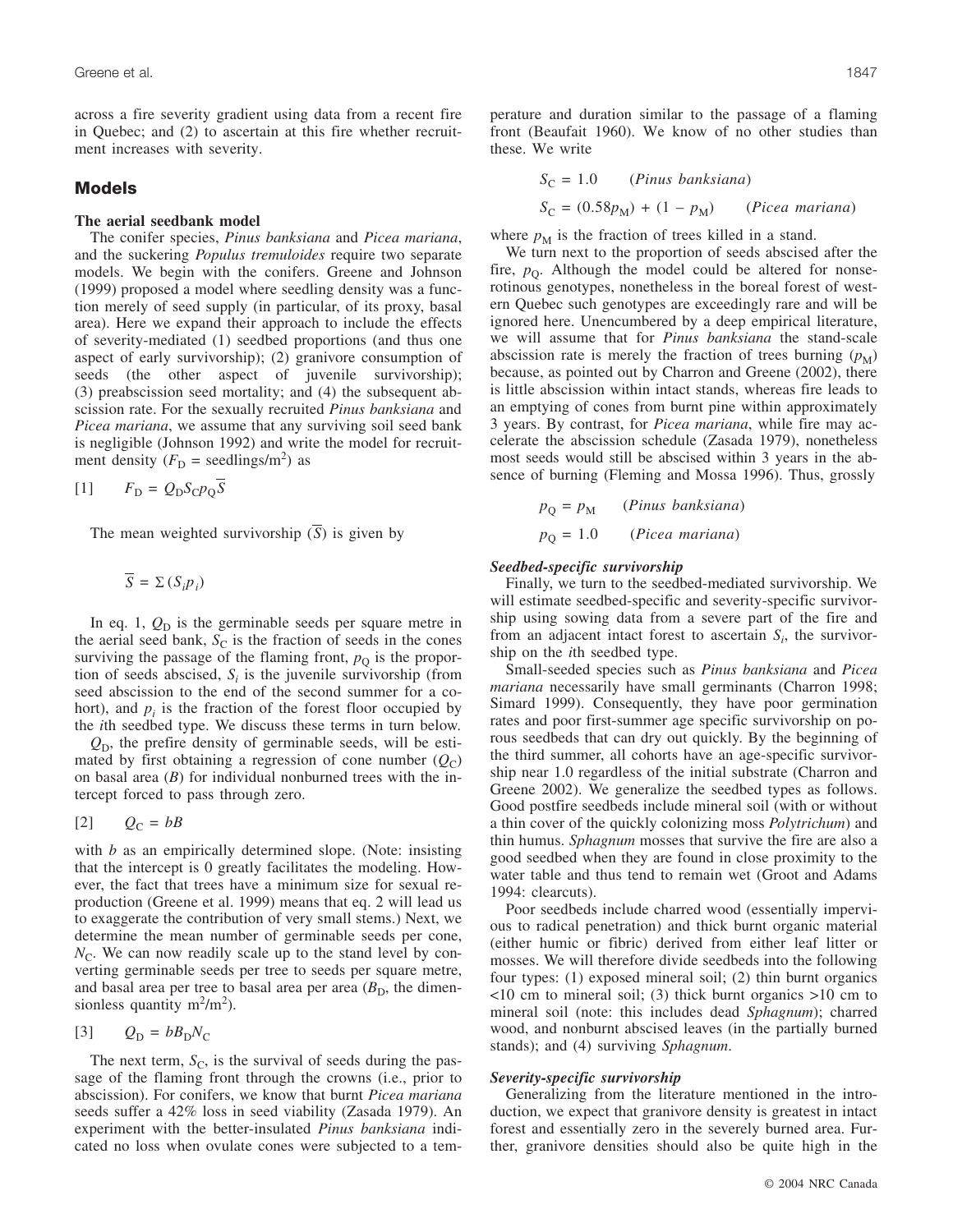across a fire severity gradient using data from a recent fire in Quebec; and (2) to ascertain at this fire whether recruitment increases with severity.

## Models

### The aerial seedbank model

The conifer species, *Pinus banksiana* and *Picea mariana*, and the suckering *Populus tremuloides* require two separate models. We begin with the conifers. Greene and Johnson (1999) proposed a model where seedling density was a function merely of seed supply (in particular, of its proxy, basal area). Here we expand their approach to include the effects of severity-mediated (1) seedbed proportions (and thus one aspect of early survivorship); (2) granivore consumption of seeds (the other aspect of juvenile survivorship); (3) preabscission seed mortality; and (4) the subsequent abscission rate. For the sexually recruited *Pinus banksiana* and *Picea mariana*, we assume that any surviving soil seed bank is negligible (Johnson 1992) and write the model for recruitment density ($F_D$ = seedlings/m$^2$) as

$$[1] \qquad F_D = Q_D S_C p_Q \overline{S}$$

The mean weighted survivorship ($\overline{S}$) is given by

$$\overline{S} = \Sigma(S_i p_i)$$

In eq. 1, $Q_D$ is the germinable seeds per square metre in the aerial seed bank, $S_C$ is the fraction of seeds in the cones surviving the passage of the flaming front, $p_Q$ is the proportion of seeds abscised, $S_i$ is the juvenile survivorship (from seed abscission to the end of the second summer for a cohort), and $p_i$ is the fraction of the forest floor occupied by the $i$th seedbed type. We discuss these terms in turn below.

$Q_D$, the prefire density of germinable seeds, will be estimated by first obtaining a regression of cone number ($Q_C$) on basal area ($B$) for individual nonburned trees with the intercept forced to pass through zero.

$$[2] \qquad Q_C = bB$$

with $b$ as an empirically determined slope. (Note: insisting that the intercept is 0 greatly facilitates the modeling. However, the fact that trees have a minimum size for sexual reproduction (Greene et al. 1999) means that eq. 2 will lead us to exaggerate the contribution of very small stems.) Next, we determine the mean number of germinable seeds per cone, $N_C$. We can now readily scale up to the stand level by converting germinable seeds per tree to seeds per square metre, and basal area per tree to basal area per area ($B_D$, the dimensionless quantity m$^2$/m$^2$).

$$[3] \qquad Q_D = bB_D N_C$$

The next term, $S_C$, is the survival of seeds during the passage of the flaming front through the crowns (i.e., prior to abscission). For conifers, we know that burnt *Picea mariana* seeds suffer a 42% loss in seed viability (Zasada 1979). An experiment with the better-insulated *Pinus banksiana* indicated no loss when ovulate cones were subjected to a temperature and duration similar to the passage of a flaming front (Beaufait 1960). We know of no other studies than these. We write

$$S_C = 1.0 \qquad (\textit{Pinus banksiana})$$

$$S_C = (0.58p_M) + (1 - p_M) \qquad (\textit{Picea mariana})$$

where $p_M$ is the fraction of trees killed in a stand.

We turn next to the proportion of seeds abscised after the fire, $p_Q$. Although the model could be altered for nonserotinous genotypes, nonetheless in the boreal forest of western Quebec such genotypes are exceedingly rare and will be ignored here. Unencumbered by a deep empirical literature, we will assume that for *Pinus banksiana* the stand-scale abscission rate is merely the fraction of trees burning ($p_M$) because, as pointed out by Charron and Greene (2002), there is little abscission within intact stands, whereas fire leads to an emptying of cones from burnt pine within approximately 3 years. By contrast, for *Picea mariana*, while fire may accelerate the abscission schedule (Zasada 1979), nonetheless most seeds would still be abscised within 3 years in the absence of burning (Fleming and Mossa 1996). Thus, grossly

$$p_Q = p_M \qquad (\textit{Pinus banksiana})$$

$$p_Q = 1.0 \qquad (\textit{Picea mariana})$$

#### *Seedbed-specific survivorship*

Finally, we turn to the seedbed-mediated survivorship. We will estimate seedbed-specific and severity-specific survivorship using sowing data from a severe part of the fire and from an adjacent intact forest to ascertain $S_i$, the survivorship on the $i$th seedbed type.

Small-seeded species such as *Pinus banksiana* and *Picea mariana* necessarily have small germinants (Charron 1998; Simard 1999). Consequently, they have poor germination rates and poor first-summer age specific survivorship on porous seedbeds that can dry out quickly. By the beginning of the third summer, all cohorts have an age-specific survivorship near 1.0 regardless of the initial substrate (Charron and Greene 2002). We generalize the seedbed types as follows. Good postfire seedbeds include mineral soil (with or without a thin cover of the quickly colonizing moss *Polytrichum*) and thin humus. *Sphagnum* mosses that survive the fire are also a good seedbed when they are found in close proximity to the water table and thus tend to remain wet (Groot and Adams 1994: clearcuts).

Poor seedbeds include charred wood (essentially impervious to radical penetration) and thick burnt organic material (either humic or fibric) derived from either leaf litter or mosses. We will therefore divide seedbeds into the following four types: (1) exposed mineral soil; (2) thin burnt organics <10 cm to mineral soil; (3) thick burnt organics >10 cm to mineral soil (note: this includes dead *Sphagnum*); charred wood, and nonburnt abscised leaves (in the partially burned stands); and (4) surviving *Sphagnum*.

#### *Severity-specific survivorship*

Generalizing from the literature mentioned in the introduction, we expect that granivore density is greatest in intact forest and essentially zero in the severely burned area. Further, granivore densities should also be quite high in the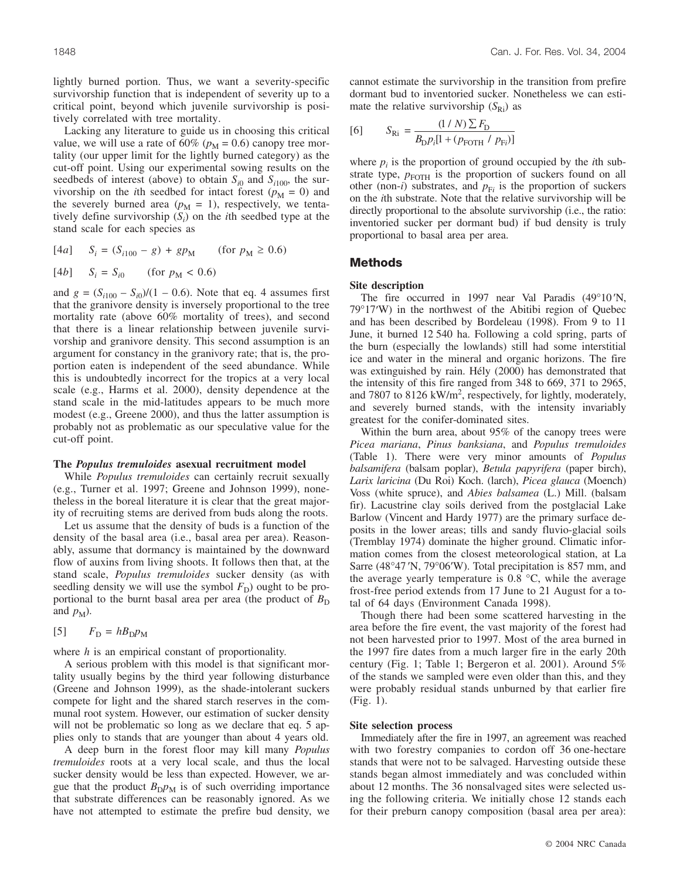lightly burned portion. Thus, we want a severity-specific survivorship function that is independent of severity up to a critical point, beyond which juvenile survivorship is positively correlated with tree mortality.

Lacking any literature to guide us in choosing this critical value, we will use a rate of 60% ($p_M = 0.6$) canopy tree mortality (our upper limit for the lightly burned category) as the cut-off point. Using our experimental sowing results on the seedbeds of interest (above) to obtain $S_{i0}$ and $S_{i100}$, the survivorship on the $i$th seedbed for intact forest ($p_M = 0$) and the severely burned area ($p_M = 1$), respectively, we tentatively define survivorship ($S_i$) on the $i$th seedbed type at the stand scale for each species as

$$[4a] \quad S_i = (S_{i100} - g) + gp_M \qquad (\text{for } p_M \geq 0.6)$$

$$[4b] \quad S_i = S_{i0} \qquad (\text{for } p_M < 0.6)$$

and $g = (S_{i100} - S_{i0})/(1 - 0.6)$. Note that eq. 4 assumes first that the granivore density is inversely proportional to the tree mortality rate (above 60% mortality of trees), and second that there is a linear relationship between juvenile survivorship and granivore density. This second assumption is an argument for constancy in the granivory rate; that is, the proportion eaten is independent of the seed abundance. While this is undoubtedly incorrect for the tropics at a very local scale (e.g., Harms et al. 2000), density dependence at the stand scale in the mid-latitudes appears to be much more modest (e.g., Greene 2000), and thus the latter assumption is probably not as problematic as our speculative value for the cut-off point.

### The *Populus tremuloides* asexual recruitment model

While *Populus tremuloides* can certainly recruit sexually (e.g., Turner et al. 1997; Greene and Johnson 1999), nonetheless in the boreal literature it is clear that the great majority of recruiting stems are derived from buds along the roots.

Let us assume that the density of buds is a function of the density of the basal area (i.e., basal area per area). Reasonably, assume that dormancy is maintained by the downward flow of auxins from living shoots. It follows then that, at the stand scale, *Populus tremuloides* sucker density (as with seedling density we will use the symbol $F_D$) ought to be proportional to the burnt basal area per area (the product of $B_D$ and $p_M$).

$$[5] \quad F_D = hB_Dp_M$$

where $h$ is an empirical constant of proportionality.

A serious problem with this model is that significant mortality usually begins by the third year following disturbance (Greene and Johnson 1999), as the shade-intolerant suckers compete for light and the shared starch reserves in the communal root system. However, our estimation of sucker density will not be problematic so long as we declare that eq. 5 applies only to stands that are younger than about 4 years old.

A deep burn in the forest floor may kill many *Populus tremuloides* roots at a very local scale, and thus the local sucker density would be less than expected. However, we argue that the product $B_Dp_M$ is of such overriding importance that substrate differences can be reasonably ignored. As we have not attempted to estimate the prefire bud density, we cannot estimate the survivorship in the transition from prefire dormant bud to inventoried sucker. Nonetheless we can estimate the relative survivorship ($S_{Ri}$) as

$$[6] \quad S_{Ri} = \frac{(1/N)\sum F_D}{B_Dp_i[1 + (p_{FOTH}/p_{Fi})]}$$

where $p_i$ is the proportion of ground occupied by the $i$th substrate type, $p_{FOTH}$ is the proportion of suckers found on all other (non-$i$) substrates, and $p_{Fi}$ is the proportion of suckers on the $i$th substrate. Note that the relative survivorship will be directly proportional to the absolute survivorship (i.e., the ratio: inventoried sucker per dormant bud) if bud density is truly proportional to basal area per area.

## Methods

### Site description

The fire occurred in 1997 near Val Paradis (49°10′N, 79°17′W) in the northwest of the Abitibi region of Quebec and has been described by Bordeleau (1998). From 9 to 11 June, it burned 12 540 ha. Following a cold spring, parts of the burn (especially the lowlands) still had some interstitial ice and water in the mineral and organic horizons. The fire was extinguished by rain. Hély (2000) has demonstrated that the intensity of this fire ranged from 348 to 669, 371 to 2965, and 7807 to 8126 kW/m$^2$, respectively, for lightly, moderately, and severely burned stands, with the intensity invariably greatest for the conifer-dominated sites.

Within the burn area, about 95% of the canopy trees were *Picea mariana*, *Pinus banksiana*, and *Populus tremuloides* (Table 1). There were very minor amounts of *Populus balsamifera* (balsam poplar), *Betula papyrifera* (paper birch), *Larix laricina* (Du Roi) Koch. (larch), *Picea glauca* (Moench) Voss (white spruce), and *Abies balsamea* (L.) Mill. (balsam fir). Lacustrine clay soils derived from the postglacial Lake Barlow (Vincent and Hardy 1977) are the primary surface deposits in the lower areas; tills and sandy fluvio-glacial soils (Tremblay 1974) dominate the higher ground. Climatic information comes from the closest meteorological station, at La Sarre (48°47′N, 79°06′W). Total precipitation is 857 mm, and the average yearly temperature is 0.8 °C, while the average frost-free period extends from 17 June to 21 August for a total of 64 days (Environment Canada 1998).

Though there had been some scattered harvesting in the area before the fire event, the vast majority of the forest had not been harvested prior to 1997. Most of the area burned in the 1997 fire dates from a much larger fire in the early 20th century (Fig. 1; Table 1; Bergeron et al. 2001). Around 5% of the stands we sampled were even older than this, and they were probably residual stands unburned by that earlier fire (Fig. 1).

### Site selection process

Immediately after the fire in 1997, an agreement was reached with two forestry companies to cordon off 36 one-hectare stands that were not to be salvaged. Harvesting outside these stands began almost immediately and was concluded within about 12 months. The 36 nonsalvaged sites were selected using the following criteria. We initially chose 12 stands each for their preburn canopy composition (basal area per area):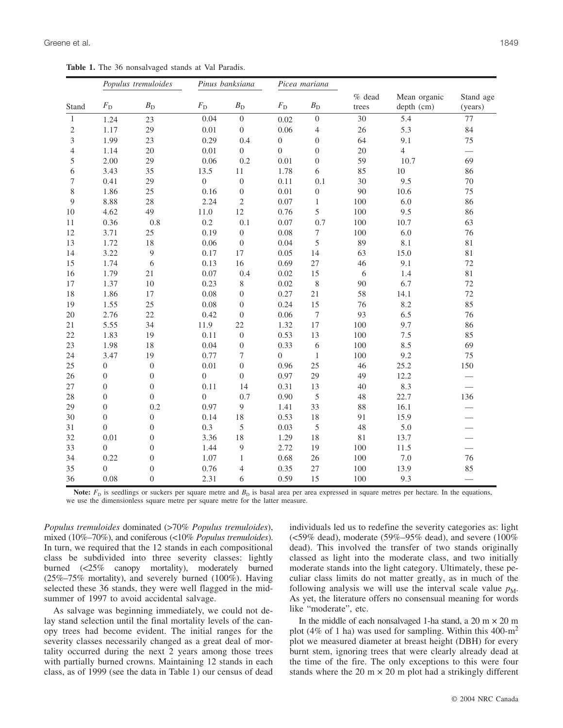**Table 1.** The 36 nonsalvaged stands at Val Paradis.

| | *Populus tremuloides* | | *Pinus banksiana* | | *Picea mariana* | | | | |
|---|---|---|---|---|---|---|---|---|---|
| Stand | $F_D$ | $B_D$ | $F_D$ | $B_D$ | $F_D$ | $B_D$ | % dead trees | Mean organic depth (cm) | Stand age (years) |
| 1 | 1.24 | 23 | 0.04 | 0 | 0.02 | 0 | 30 | 5.4 | 77 |
| 2 | 1.17 | 29 | 0.01 | 0 | 0.06 | 4 | 26 | 5.3 | 84 |
| 3 | 1.99 | 23 | 0.29 | 0.4 | 0 | 0 | 64 | 9.1 | 75 |
| 4 | 1.14 | 20 | 0.01 | 0 | 0 | 0 | 20 | 4 | — |
| 5 | 2.00 | 29 | 0.06 | 0.2 | 0.01 | 0 | 59 | 10.7 | 69 |
| 6 | 3.43 | 35 | 13.5 | 11 | 1.78 | 6 | 85 | 10 | 86 |
| 7 | 0.41 | 29 | 0 | 0 | 0.11 | 0.1 | 30 | 9.5 | 70 |
| 8 | 1.86 | 25 | 0.16 | 0 | 0.01 | 0 | 90 | 10.6 | 75 |
| 9 | 8.88 | 28 | 2.24 | 2 | 0.07 | 1 | 100 | 6.0 | 86 |
| 10 | 4.62 | 49 | 11.0 | 12 | 0.76 | 5 | 100 | 9.5 | 86 |
| 11 | 0.36 | 0.8 | 0.2 | 0.1 | 0.07 | 0.7 | 100 | 10.7 | 63 |
| 12 | 3.71 | 25 | 0.19 | 0 | 0.08 | 7 | 100 | 6.0 | 76 |
| 13 | 1.72 | 18 | 0.06 | 0 | 0.04 | 5 | 89 | 8.1 | 81 |
| 14 | 3.22 | 9 | 0.17 | 17 | 0.05 | 14 | 63 | 15.0 | 81 |
| 15 | 1.74 | 6 | 0.13 | 16 | 0.69 | 27 | 46 | 9.1 | 72 |
| 16 | 1.79 | 21 | 0.07 | 0.4 | 0.02 | 15 | 6 | 1.4 | 81 |
| 17 | 1.37 | 10 | 0.23 | 8 | 0.02 | 8 | 90 | 6.7 | 72 |
| 18 | 1.86 | 17 | 0.08 | 0 | 0.27 | 21 | 58 | 14.1 | 72 |
| 19 | 1.55 | 25 | 0.08 | 0 | 0.24 | 15 | 76 | 8.2 | 85 |
| 20 | 2.76 | 22 | 0.42 | 0 | 0.06 | 7 | 93 | 6.5 | 76 |
| 21 | 5.55 | 34 | 11.9 | 22 | 1.32 | 17 | 100 | 9.7 | 86 |
| 22 | 1.83 | 19 | 0.11 | 0 | 0.53 | 13 | 100 | 7.5 | 85 |
| 23 | 1.98 | 18 | 0.04 | 0 | 0.33 | 6 | 100 | 8.5 | 69 |
| 24 | 3.47 | 19 | 0.77 | 7 | 0 | 1 | 100 | 9.2 | 75 |
| 25 | 0 | 0 | 0.01 | 0 | 0.96 | 25 | 46 | 25.2 | 150 |
| 26 | 0 | 0 | 0 | 0 | 0.97 | 29 | 49 | 12.2 | — |
| 27 | 0 | 0 | 0.11 | 14 | 0.31 | 13 | 40 | 8.3 | — |
| 28 | 0 | 0 | 0 | 0.7 | 0.90 | 5 | 48 | 22.7 | 136 |
| 29 | 0 | 0.2 | 0.97 | 9 | 1.41 | 33 | 88 | 16.1 | — |
| 30 | 0 | 0 | 0.14 | 18 | 0.53 | 18 | 91 | 15.9 | — |
| 31 | 0 | 0 | 0.3 | 5 | 0.03 | 5 | 48 | 5.0 | — |
| 32 | 0.01 | 0 | 3.36 | 18 | 1.29 | 18 | 81 | 13.7 | — |
| 33 | 0 | 0 | 1.44 | 9 | 2.72 | 19 | 100 | 11.5 | — |
| 34 | 0.22 | 0 | 1.07 | 1 | 0.68 | 26 | 100 | 7.0 | 76 |
| 35 | 0 | 0 | 0.76 | 4 | 0.35 | 27 | 100 | 13.9 | 85 |
| 36 | 0.08 | 0 | 2.31 | 6 | 0.59 | 15 | 100 | 9.3 | — |

**Note:** $F_D$ is seedlings or suckers per square metre and $B_D$ is basal area per area expressed in square metres per hectare. In the equations, we use the dimensionless square metre per square metre for the latter measure.

*Populus tremuloides* dominated (>70% *Populus tremuloides*), mixed (10%–70%), and coniferous (<10% *Populus tremuloides*). In turn, we required that the 12 stands in each compositional class be subdivided into three severity classes: lightly burned (<25% canopy mortality), moderately burned (25%–75% mortality), and severely burned (100%). Having selected these 36 stands, they were well flagged in the midsummer of 1997 to avoid accidental salvage.

As salvage was beginning immediately, we could not delay stand selection until the final mortality levels of the canopy trees had become evident. The initial ranges for the severity classes necessarily changed as a great deal of mortality occurred during the next 2 years among those trees with partially burned crowns. Maintaining 12 stands in each class, as of 1999 (see the data in Table 1) our census of dead individuals led us to redefine the severity categories as: light (<59% dead), moderate (59%–95% dead), and severe (100% dead). This involved the transfer of two stands originally classed as light into the moderate class, and two initially moderate stands into the light category. Ultimately, these peculiar class limits do not matter greatly, as in much of the following analysis we will use the interval scale value $p_M$. As yet, the literature offers no consensual meaning for words like "moderate", etc.

In the middle of each nonsalvaged 1-ha stand, a 20 m × 20 m plot (4% of 1 ha) was used for sampling. Within this 400-m$^2$ plot we measured diameter at breast height (DBH) for every burnt stem, ignoring trees that were clearly already dead at the time of the fire. The only exceptions to this were four stands where the 20 m × 20 m plot had a strikingly different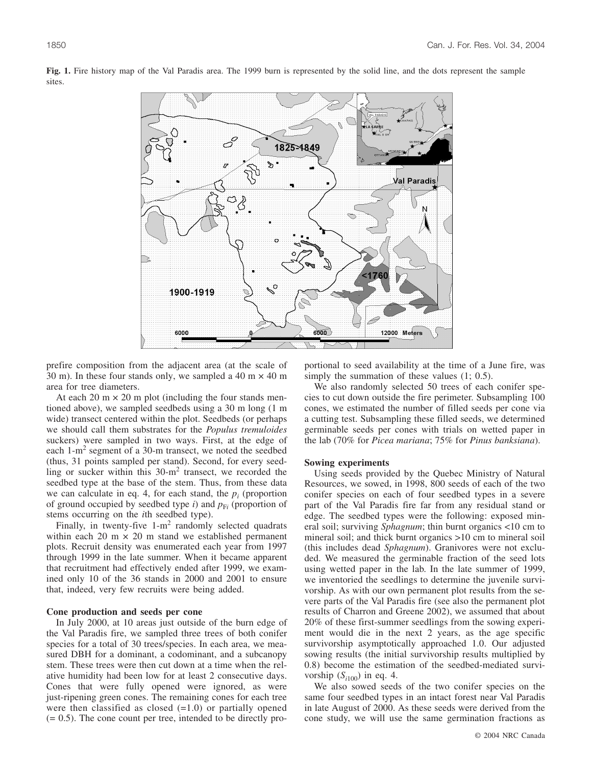**Fig. 1.** Fire history map of the Val Paradis area. The 1999 burn is represented by the solid line, and the dots represent the sample sites.

prefire composition from the adjacent area (at the scale of 30 m). In these four stands only, we sampled a 40 m × 40 m area for tree diameters.

At each 20 m × 20 m plot (including the four stands mentioned above), we sampled seedbeds using a 30 m long (1 m wide) transect centered within the plot. Seedbeds (or perhaps we should call them substrates for the *Populus tremuloides* suckers) were sampled in two ways. First, at the edge of each 1-m$^2$ segment of a 30-m transect, we noted the seedbed (thus, 31 points sampled per stand). Second, for every seedling or sucker within this 30-m$^2$ transect, we recorded the seedbed type at the base of the stem. Thus, from these data we can calculate in eq. 4, for each stand, the $p_i$ (proportion of ground occupied by seedbed type *i*) and $p_{Fi}$ (proportion of stems occurring on the *i*th seedbed type).

Finally, in twenty-five 1-m$^2$ randomly selected quadrats within each 20 m × 20 m stand we established permanent plots. Recruit density was enumerated each year from 1997 through 1999 in the late summer. When it became apparent that recruitment had effectively ended after 1999, we examined only 10 of the 36 stands in 2000 and 2001 to ensure that, indeed, very few recruits were being added.

### Cone production and seeds per cone

In July 2000, at 10 areas just outside of the burn edge of the Val Paradis fire, we sampled three trees of both conifer species for a total of 30 trees/species. In each area, we measured DBH for a dominant, a codominant, and a subcanopy stem. These trees were then cut down at a time when the relative humidity had been low for at least 2 consecutive days. Cones that were fully opened were ignored, as were just-ripening green cones. The remaining cones for each tree were then classified as closed (=1.0) or partially opened (= 0.5). The cone count per tree, intended to be directly proportional to seed availability at the time of a June fire, was simply the summation of these values (1; 0.5).

We also randomly selected 50 trees of each conifer species to cut down outside the fire perimeter. Subsampling 100 cones, we estimated the number of filled seeds per cone via a cutting test. Subsampling these filled seeds, we determined germinable seeds per cones with trials on wetted paper in the lab (70% for *Picea mariana*; 75% for *Pinus banksiana*).

### Sowing experiments

Using seeds provided by the Quebec Ministry of Natural Resources, we sowed, in 1998, 800 seeds of each of the two conifer species on each of four seedbed types in a severe part of the Val Paradis fire far from any residual stand or edge. The seedbed types were the following: exposed mineral soil; surviving *Sphagnum*; thin burnt organics <10 cm to mineral soil; and thick burnt organics >10 cm to mineral soil (this includes dead *Sphagnum*). Granivores were not excluded. We measured the germinable fraction of the seed lots using wetted paper in the lab. In the late summer of 1999, we inventoried the seedlings to determine the juvenile survivorship. As with our own permanent plot results from the severe parts of the Val Paradis fire (see also the permanent plot results of Charron and Greene 2002), we assumed that about 20% of these first-summer seedlings from the sowing experiment would die in the next 2 years, as the age specific survivorship asymptotically approached 1.0. Our adjusted sowing results (the initial survivorship results multiplied by 0.8) become the estimation of the seedbed-mediated survivorship ($S_{i100}$) in eq. 4.

We also sowed seeds of the two conifer species on the same four seedbed types in an intact forest near Val Paradis in late August of 2000. As these seeds were derived from the cone study, we will use the same germination fractions as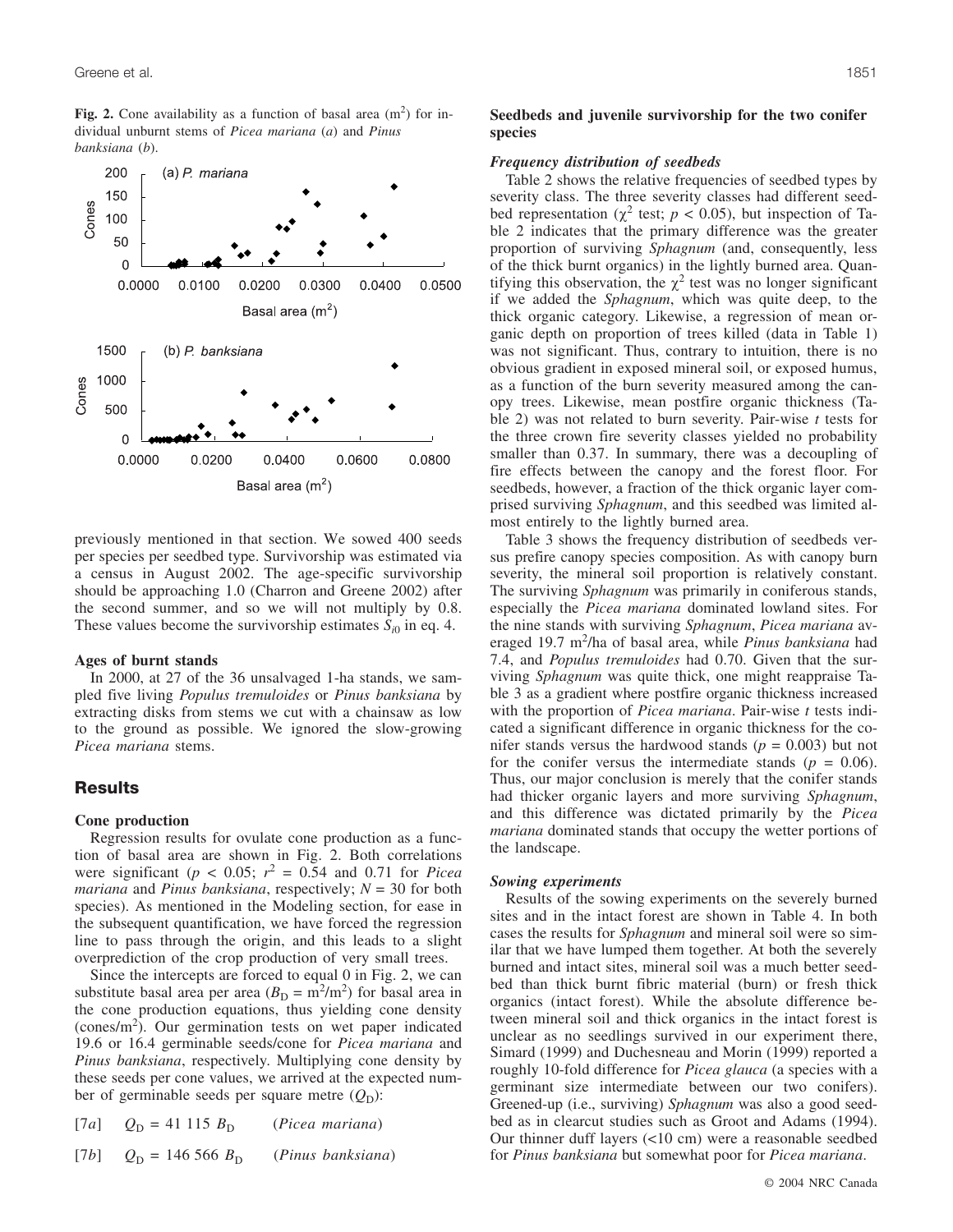**Fig. 2.** Cone availability as a function of basal area ($m^2$) for individual unburnt stems of *Picea mariana* (*a*) and *Pinus banksiana* (*b*).

previously mentioned in that section. We sowed 400 seeds per species per seedbed type. Survivorship was estimated via a census in August 2002. The age-specific survivorship should be approaching 1.0 (Charron and Greene 2002) after the second summer, and so we will not multiply by 0.8. These values become the survivorship estimates $S_{i0}$ in eq. 4.

### Ages of burnt stands

In 2000, at 27 of the 36 unsalvaged 1-ha stands, we sampled five living *Populus tremuloides* or *Pinus banksiana* by extracting disks from stems we cut with a chainsaw as low to the ground as possible. We ignored the slow-growing *Picea mariana* stems.

## Results

### Cone production

Regression results for ovulate cone production as a function of basal area are shown in Fig. 2. Both correlations were significant ($p < 0.05$; $r^2 = 0.54$ and 0.71 for *Picea mariana* and *Pinus banksiana*, respectively; $N = 30$ for both species). As mentioned in the Modeling section, for ease in the subsequent quantification, we have forced the regression line to pass through the origin, and this leads to a slight overprediction of the crop production of very small trees.

Since the intercepts are forced to equal 0 in Fig. 2, we can substitute basal area per area ($B_D = m^2/m^2$) for basal area in the cone production equations, thus yielding cone density (cones/$m^2$). Our germination tests on wet paper indicated 19.6 or 16.4 germinable seeds/cone for *Picea mariana* and *Pinus banksiana*, respectively. Multiplying cone density by these seeds per cone values, we arrived at the expected number of germinable seeds per square metre ($Q_D$):

[7*a*] $Q_D = 41\ 115\ B_D$ (*Picea mariana*)

[7*b*] $Q_D = 146\ 566\ B_D$ (*Pinus banksiana*)

### Seedbeds and juvenile survivorship for the two conifer species

#### *Frequency distribution of seedbeds*

Table 2 shows the relative frequencies of seedbed types by severity class. The three severity classes had different seedbed representation ($\chi^2$ test; $p < 0.05$), but inspection of Table 2 indicates that the primary difference was the greater proportion of surviving *Sphagnum* (and, consequently, less of the thick burnt organics) in the lightly burned area. Quantifying this observation, the $\chi^2$ test was no longer significant if we added the *Sphagnum*, which was quite deep, to the thick organic category. Likewise, a regression of mean organic depth on proportion of trees killed (data in Table 1) was not significant. Thus, contrary to intuition, there is no obvious gradient in exposed mineral soil, or exposed humus, as a function of the burn severity measured among the canopy trees. Likewise, mean postfire organic thickness (Table 2) was not related to burn severity. Pair-wise *t* tests for the three crown fire severity classes yielded no probability smaller than 0.37. In summary, there was a decoupling of fire effects between the canopy and the forest floor. For seedbeds, however, a fraction of the thick organic layer comprised surviving *Sphagnum*, and this seedbed was limited almost entirely to the lightly burned area.

Table 3 shows the frequency distribution of seedbeds versus prefire canopy species composition. As with canopy burn severity, the mineral soil proportion is relatively constant. The surviving *Sphagnum* was primarily in coniferous stands, especially the *Picea mariana* dominated lowland sites. For the nine stands with surviving *Sphagnum*, *Picea mariana* averaged 19.7 $m^2$/ha of basal area, while *Pinus banksiana* had 7.4, and *Populus tremuloides* had 0.70. Given that the surviving *Sphagnum* was quite thick, one might reappraise Table 3 as a gradient where postfire organic thickness increased with the proportion of *Picea mariana*. Pair-wise *t* tests indicated a significant difference in organic thickness for the conifer stands versus the hardwood stands ($p = 0.003$) but not for the conifer versus the intermediate stands ($p = 0.06$). Thus, our major conclusion is merely that the conifer stands had thicker organic layers and more surviving *Sphagnum*, and this difference was dictated primarily by the *Picea mariana* dominated stands that occupy the wetter portions of the landscape.

#### *Sowing experiments*

Results of the sowing experiments on the severely burned sites and in the intact forest are shown in Table 4. In both cases the results for *Sphagnum* and mineral soil were so similar that we have lumped them together. At both the severely burned and intact sites, mineral soil was a much better seedbed than thick burnt fibric material (burn) or fresh thick organics (intact forest). While the absolute difference between mineral soil and thick organics in the intact forest is unclear as no seedlings survived in our experiment there, Simard (1999) and Duchesneau and Morin (1999) reported a roughly 10-fold difference for *Picea glauca* (a species with a germinant size intermediate between our two conifers). Greened-up (i.e., surviving) *Sphagnum* was also a good seedbed as in clearcut studies such as Groot and Adams (1994). Our thinner duff layers (<10 cm) were a reasonable seedbed for *Pinus banksiana* but somewhat poor for *Picea mariana*.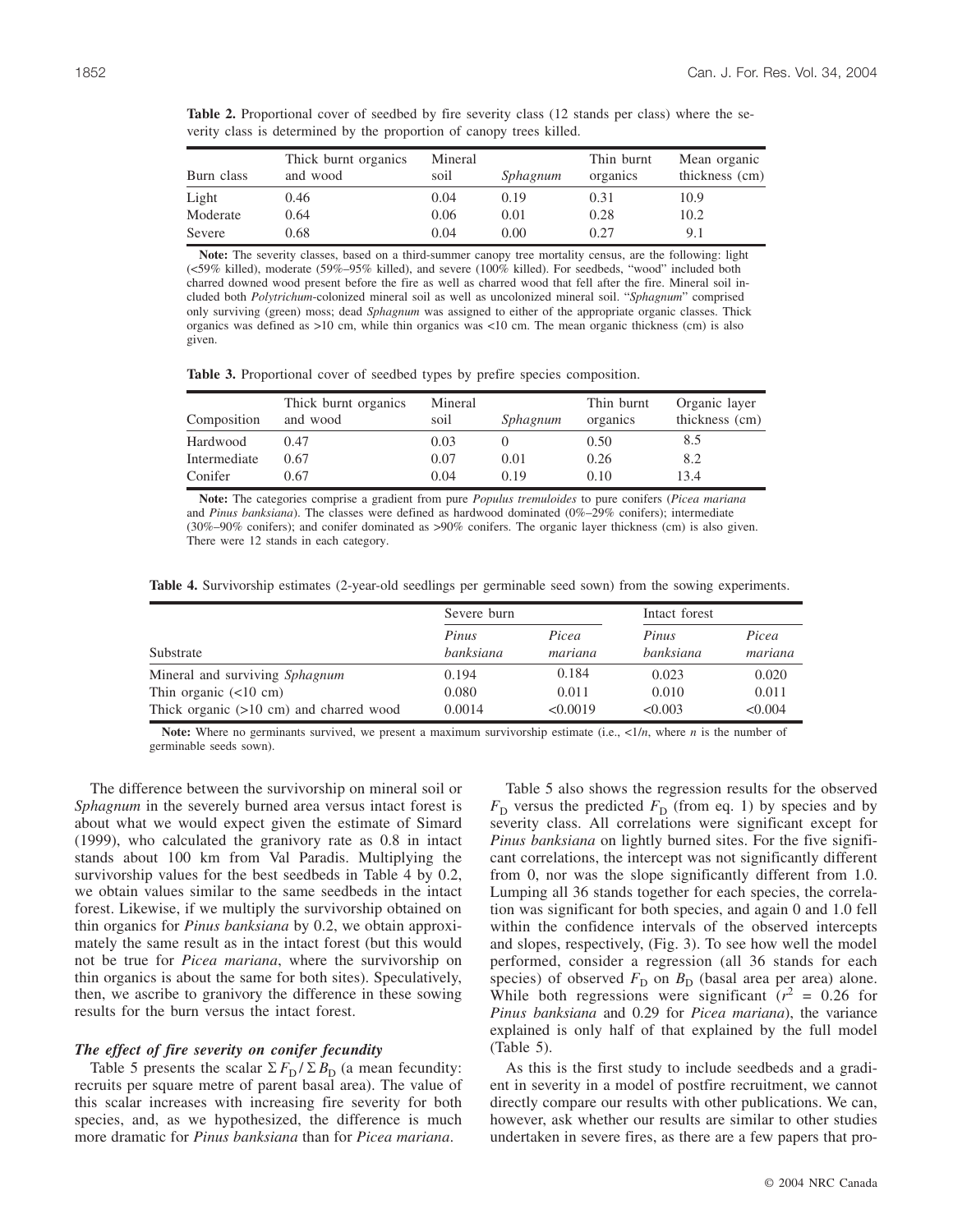**Table 2.** Proportional cover of seedbed by fire severity class (12 stands per class) where the severity class is determined by the proportion of canopy trees killed.

| Burn class | Thick burnt organics and wood | Mineral soil | *Sphagnum* | Thin burnt organics | Mean organic thickness (cm) |
|---|---|---|---|---|---|
| Light | 0.46 | 0.04 | 0.19 | 0.31 | 10.9 |
| Moderate | 0.64 | 0.06 | 0.01 | 0.28 | 10.2 |
| Severe | 0.68 | 0.04 | 0.00 | 0.27 | 9.1 |

**Note:** The severity classes, based on a third-summer canopy tree mortality census, are the following: light (<59% killed), moderate (59%–95% killed), and severe (100% killed). For seedbeds, "wood" included both charred downed wood present before the fire as well as charred wood that fell after the fire. Mineral soil included both *Polytrichum*-colonized mineral soil as well as uncolonized mineral soil. "*Sphagnum*" comprised only surviving (green) moss; dead *Sphagnum* was assigned to either of the appropriate organic classes. Thick organics was defined as >10 cm, while thin organics was <10 cm. The mean organic thickness (cm) is also given.

**Table 3.** Proportional cover of seedbed types by prefire species composition.

| Composition | Thick burnt organics and wood | Mineral soil | *Sphagnum* | Thin burnt organics | Organic layer thickness (cm) |
|---|---|---|---|---|---|
| Hardwood | 0.47 | 0.03 | 0 | 0.50 | 8.5 |
| Intermediate | 0.67 | 0.07 | 0.01 | 0.26 | 8.2 |
| Conifer | 0.67 | 0.04 | 0.19 | 0.10 | 13.4 |

**Note:** The categories comprise a gradient from pure *Populus tremuloides* to pure conifers (*Picea mariana* and *Pinus banksiana*). The classes were defined as hardwood dominated (0%–29% conifers); intermediate (30%–90% conifers); and conifer dominated as >90% conifers. The organic layer thickness (cm) is also given. There were 12 stands in each category.

**Table 4.** Survivorship estimates (2-year-old seedlings per germinable seed sown) from the sowing experiments.

| | Severe burn | | Intact forest | |
|---|---|---|---|---|
| Substrate | *Pinus banksiana* | *Picea mariana* | *Pinus banksiana* | *Picea mariana* |
| Mineral and surviving *Sphagnum* | 0.194 | 0.184 | 0.023 | 0.020 |
| Thin organic (<10 cm) | 0.080 | 0.011 | 0.010 | 0.011 |
| Thick organic (>10 cm) and charred wood | 0.0014 | <0.0019 | <0.003 | <0.004 |

**Note:** Where no germinants survived, we present a maximum survivorship estimate (i.e., $<1/n$, where $n$ is the number of germinable seeds sown).

The difference between the survivorship on mineral soil or *Sphagnum* in the severely burned area versus intact forest is about what we would expect given the estimate of Simard (1999), who calculated the granivory rate as 0.8 in intact stands about 100 km from Val Paradis. Multiplying the survivorship values for the best seedbeds in Table 4 by 0.2, we obtain values similar to the same seedbeds in the intact forest. Likewise, if we multiply the survivorship obtained on thin organics for *Pinus banksiana* by 0.2, we obtain approximately the same result as in the intact forest (but this would not be true for *Picea mariana*, where the survivorship on thin organics is about the same for both sites). Speculatively, then, we ascribe to granivory the difference in these sowing results for the burn versus the intact forest.

### *The effect of fire severity on conifer fecundity*

Table 5 presents the scalar $\Sigma F_D / \Sigma B_D$ (a mean fecundity: recruits per square metre of parent basal area). The value of this scalar increases with increasing fire severity for both species, and, as we hypothesized, the difference is much more dramatic for *Pinus banksiana* than for *Picea mariana*.

Table 5 also shows the regression results for the observed $F_D$ versus the predicted $F_D$ (from eq. 1) by species and by severity class. All correlations were significant except for *Pinus banksiana* on lightly burned sites. For the five significant correlations, the intercept was not significantly different from 0, nor was the slope significantly different from 1.0. Lumping all 36 stands together for each species, the correlation was significant for both species, and again 0 and 1.0 fell within the confidence intervals of the observed intercepts and slopes, respectively, (Fig. 3). To see how well the model performed, consider a regression (all 36 stands for each species) of observed $F_D$ on $B_D$ (basal area per area) alone. While both regressions were significant ($r^2$ = 0.26 for *Pinus banksiana* and 0.29 for *Picea mariana*), the variance explained is only half of that explained by the full model (Table 5).

As this is the first study to include seedbeds and a gradient in severity in a model of postfire recruitment, we cannot directly compare our results with other publications. We can, however, ask whether our results are similar to other studies undertaken in severe fires, as there are a few papers that pro-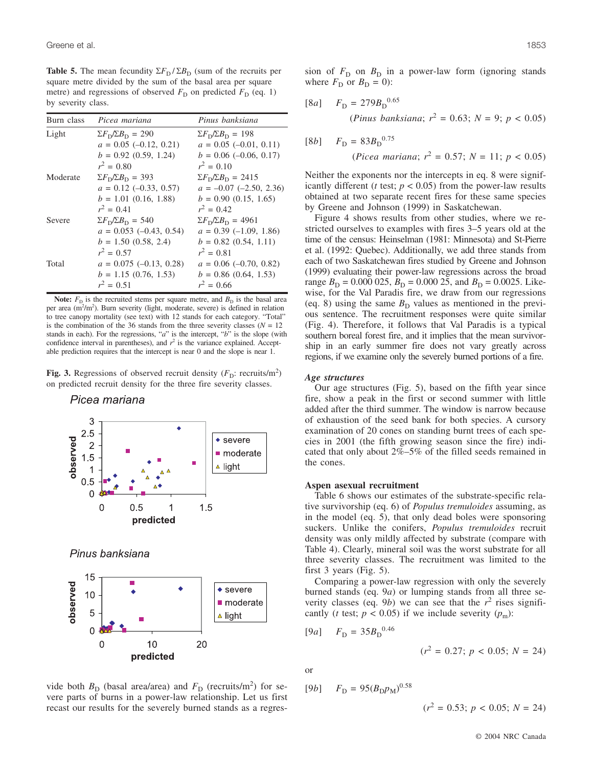**Table 5.** The mean fecundity $\Sigma F_D / \Sigma B_D$ (sum of the recruits per square metre divided by the sum of the basal area per square metre) and regressions of observed $F_D$ on predicted $F_D$ (eq. 1) by severity class.

| Burn class | *Picea mariana* | *Pinus banksiana* |
|---|---|---|
| Light | $\Sigma F_D/\Sigma B_D = 290$ | $\Sigma F_D/\Sigma B_D = 198$ |
| | $a = 0.05$ (–0.12, 0.21) | $a = 0.05$ (–0.01, 0.11) |
| | $b = 0.92$ (0.59, 1.24) | $b = 0.06$ (–0.06, 0.17) |
| | $r^2 = 0.80$ | $r^2 = 0.10$ |
| Moderate | $\Sigma F_D/\Sigma B_D = 393$ | $\Sigma F_D/\Sigma B_D = 2415$ |
| | $a = 0.12$ (–0.33, 0.57) | $a = -0.07$ (–2.50, 2.36) |
| | $b = 1.01$ (0.16, 1.88) | $b = 0.90$ (0.15, 1.65) |
| | $r^2 = 0.41$ | $r^2 = 0.42$ |
| Severe | $\Sigma F_D/\Sigma B_D = 540$ | $\Sigma F_D/\Sigma B_D = 4961$ |
| | $a = 0.053$ (–0.43, 0.54) | $a = 0.39$ (–1.09, 1.86) |
| | $b = 1.50$ (0.58, 2.4) | $b = 0.82$ (0.54, 1.11) |
| | $r^2 = 0.57$ | $r^2 = 0.81$ |
| Total | $a = 0.075$ (–0.13, 0.28) | $a = 0.06$ (–0.70, 0.82) |
| | $b = 1.15$ (0.76, 1.53) | $b = 0.86$ (0.64, 1.53) |
| | $r^2 = 0.51$ | $r^2 = 0.66$ |

**Note:** $F_D$ is the recruited stems per square metre, and $B_D$ is the basal area per area ($m^2/m^2$). Burn severity (light, moderate, severe) is defined in relation to tree canopy mortality (see text) with 12 stands for each category. "Total" is the combination of the 36 stands from the three severity classes ($N$ = 12 stands in each). For the regressions, "$a$" is the intercept, "$b$" is the slope (with confidence interval in parentheses), and $r^2$ is the variance explained. Acceptable prediction requires that the intercept is near 0 and the slope is near 1.

**Fig. 3.** Regressions of observed recruit density ($F_D$: recruits/$m^2$) on predicted recruit density for the three fire severity classes.

vide both $B_D$ (basal area/area) and $F_D$ (recruits/$m^2$) for severe parts of burns in a power-law relationship. Let us first recast our results for the severely burned stands as a regression of $F_D$ on $B_D$ in a power-law form (ignoring stands where $F_D$ or $B_D$ = 0):

$$[8a] \quad F_D = 279 B_D^{0.65} \quad (\textit{Pinus banksiana};\ r^2 = 0.63;\ N = 9;\ p < 0.05)$$

$$[8b] \quad F_D = 83 B_D^{0.75} \quad (\textit{Picea mariana};\ r^2 = 0.57;\ N = 11;\ p < 0.05)$$

Neither the exponents nor the intercepts in eq. 8 were significantly different ($t$ test; $p < 0.05$) from the power-law results obtained at two separate recent fires for these same species by Greene and Johnson (1999) in Saskatchewan.

Figure 4 shows results from other studies, where we restricted ourselves to examples with fires 3–5 years old at the time of the census: Heinselman (1981: Minnesota) and St-Pierre et al. (1992: Quebec). Additionally, we add three stands from each of two Saskatchewan fires studied by Greene and Johnson (1999) evaluating their power-law regressions across the broad range $B_D$ = 0.000 025, $B_D$ = 0.000 25, and $B_D$ = 0.0025. Likewise, for the Val Paradis fire, we draw from our regressions (eq. 8) using the same $B_D$ values as mentioned in the previous sentence. The recruitment responses were quite similar (Fig. 4). Therefore, it follows that Val Paradis is a typical southern boreal forest fire, and it implies that the mean survivorship in an early summer fire does not vary greatly across regions, if we examine only the severely burned portions of a fire.

### *Age structures*

Our age structures (Fig. 5), based on the fifth year since fire, show a peak in the first or second summer with little added after the third summer. The window is narrow because of exhaustion of the seed bank for both species. A cursory examination of 20 cones on standing burnt trees of each species in 2001 (the fifth growing season since the fire) indicated that only about 2%–5% of the filled seeds remained in the cones.

### Aspen asexual recruitment

Table 6 shows our estimates of the substrate-specific relative survivorship (eq. 6) of *Populus tremuloides* assuming, as in the model (eq. 5), that only dead boles were sponsoring suckers. Unlike the conifers, *Populus tremuloides* recruit density was only mildly affected by substrate (compare with Table 4). Clearly, mineral soil was the worst substrate for all three severity classes. The recruitment was limited to the first 3 years (Fig. 5).

Comparing a power-law regression with only the severely burned stands (eq. 9$a$) or lumping stands from all three severity classes (eq. 9$b$) we can see that the $r^2$ rises significantly ($t$ test; $p < 0.05$) if we include severity ($p_m$):

$$[9a] \quad F_D = 35 B_D^{0.46} \quad (r^2 = 0.27;\ p < 0.05;\ N = 24)$$

or

$$[9b] \quad F_D = 95 (B_D p_M)^{0.58} \quad (r^2 = 0.53;\ p < 0.05;\ N = 24)$$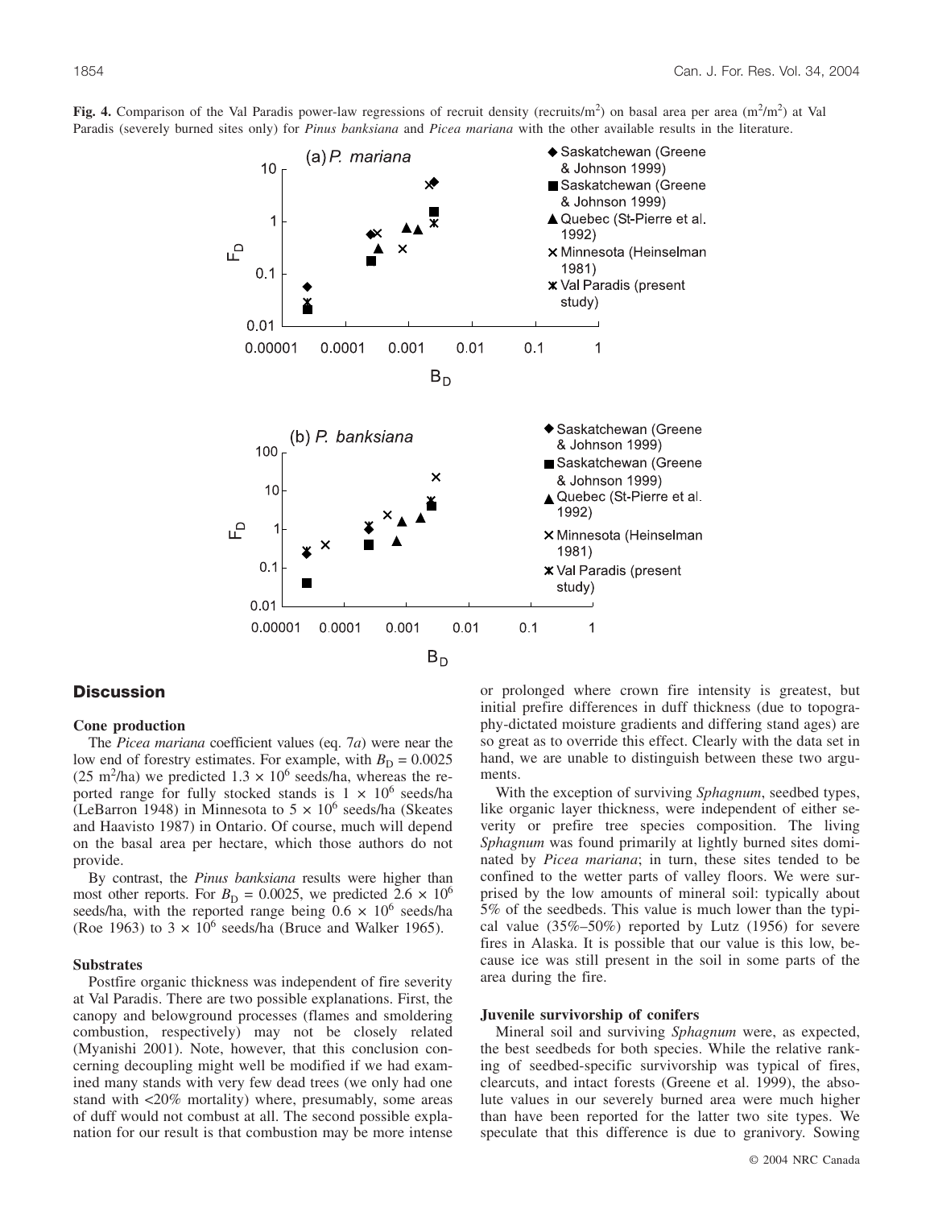**Fig. 4.** Comparison of the Val Paradis power-law regressions of recruit density (recruits/m$^2$) on basal area per area (m$^2$/m$^2$) at Val Paradis (severely burned sites only) for *Pinus banksiana* and *Picea mariana* with the other available results in the literature.

## Discussion

### Cone production

The *Picea mariana* coefficient values (eq. 7*a*) were near the low end of forestry estimates. For example, with $B_D = 0.0025$ (25 m$^2$/ha) we predicted $1.3 \times 10^6$ seeds/ha, whereas the reported range for fully stocked stands is $1 \times 10^6$ seeds/ha (LeBarron 1948) in Minnesota to $5 \times 10^6$ seeds/ha (Skeates and Haavisto 1987) in Ontario. Of course, much will depend on the basal area per hectare, which those authors do not provide.

By contrast, the *Pinus banksiana* results were higher than most other reports. For $B_D = 0.0025$, we predicted $2.6 \times 10^6$ seeds/ha, with the reported range being $0.6 \times 10^6$ seeds/ha (Roe 1963) to $3 \times 10^6$ seeds/ha (Bruce and Walker 1965).

### Substrates

Postfire organic thickness was independent of fire severity at Val Paradis. There are two possible explanations. First, the canopy and belowground processes (flames and smoldering combustion, respectively) may not be closely related (Myanishi 2001). Note, however, that this conclusion concerning decoupling might well be modified if we had examined many stands with very few dead trees (we only had one stand with <20% mortality) where, presumably, some areas of duff would not combust at all. The second possible explanation for our result is that combustion may be more intense or prolonged where crown fire intensity is greatest, but initial prefire differences in duff thickness (due to topography-dictated moisture gradients and differing stand ages) are so great as to override this effect. Clearly with the data set in hand, we are unable to distinguish between these two arguments.

With the exception of surviving *Sphagnum*, seedbed types, like organic layer thickness, were independent of either severity or prefire tree species composition. The living *Sphagnum* was found primarily at lightly burned sites dominated by *Picea mariana*; in turn, these sites tended to be confined to the wetter parts of valley floors. We were surprised by the low amounts of mineral soil: typically about 5% of the seedbeds. This value is much lower than the typical value (35%–50%) reported by Lutz (1956) for severe fires in Alaska. It is possible that our value is this low, because ice was still present in the soil in some parts of the area during the fire.

### Juvenile survivorship of conifers

Mineral soil and surviving *Sphagnum* were, as expected, the best seedbeds for both species. While the relative ranking of seedbed-specific survivorship was typical of fires, clearcuts, and intact forests (Greene et al. 1999), the absolute values in our severely burned area were much higher than have been reported for the latter two site types. We speculate that this difference is due to granivory. Sowing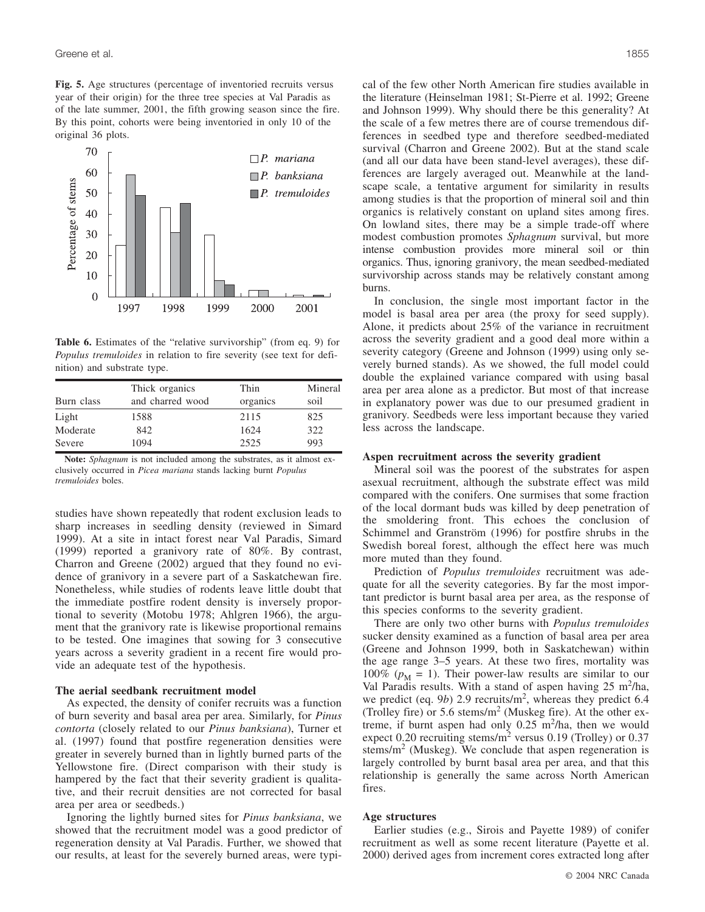**Fig. 5.** Age structures (percentage of inventoried recruits versus year of their origin) for the three tree species at Val Paradis as of the late summer, 2001, the fifth growing season since the fire. By this point, cohorts were being inventoried in only 10 of the original 36 plots.

**Table 6.** Estimates of the "relative survivorship" (from eq. 9) for *Populus tremuloides* in relation to fire severity (see text for definition) and substrate type.

| Burn class | Thick organics and charred wood | Thin organics | Mineral soil |
|---|---|---|---|
| Light | 1588 | 2115 | 825 |
| Moderate | 842 | 1624 | 322 |
| Severe | 1094 | 2525 | 993 |

**Note:** *Sphagnum* is not included among the substrates, as it almost exclusively occurred in *Picea mariana* stands lacking burnt *Populus tremuloides* boles.

studies have shown repeatedly that rodent exclusion leads to sharp increases in seedling density (reviewed in Simard 1999). At a site in intact forest near Val Paradis, Simard (1999) reported a granivory rate of 80%. By contrast, Charron and Greene (2002) argued that they found no evidence of granivory in a severe part of a Saskatchewan fire. Nonetheless, while studies of rodents leave little doubt that the immediate postfire rodent density is inversely proportional to severity (Motobu 1978; Ahlgren 1966), the argument that the granivory rate is likewise proportional remains to be tested. One imagines that sowing for 3 consecutive years across a severity gradient in a recent fire would provide an adequate test of the hypothesis.

### The aerial seedbank recruitment model

As expected, the density of conifer recruits was a function of burn severity and basal area per area. Similarly, for *Pinus contorta* (closely related to our *Pinus banksiana*), Turner et al. (1997) found that postfire regeneration densities were greater in severely burned than in lightly burned parts of the Yellowstone fire. (Direct comparison with their study is hampered by the fact that their severity gradient is qualitative, and their recruit densities are not corrected for basal area per area or seedbeds.)

Ignoring the lightly burned sites for *Pinus banksiana*, we showed that the recruitment model was a good predictor of regeneration density at Val Paradis. Further, we showed that our results, at least for the severely burned areas, were typical of the few other North American fire studies available in the literature (Heinselman 1981; St-Pierre et al. 1992; Greene and Johnson 1999). Why should there be this generality? At the scale of a few metres there are of course tremendous differences in seedbed type and therefore seedbed-mediated survival (Charron and Greene 2002). But at the stand scale (and all our data have been stand-level averages), these differences are largely averaged out. Meanwhile at the landscape scale, a tentative argument for similarity in results among studies is that the proportion of mineral soil and thin organics is relatively constant on upland sites among fires. On lowland sites, there may be a simple trade-off where modest combustion promotes *Sphagnum* survival, but more intense combustion provides more mineral soil or thin organics. Thus, ignoring granivory, the mean seedbed-mediated survivorship across stands may be relatively constant among burns.

In conclusion, the single most important factor in the model is basal area per area (the proxy for seed supply). Alone, it predicts about 25% of the variance in recruitment across the severity gradient and a good deal more within a severity category (Greene and Johnson (1999) using only severely burned stands). As we showed, the full model could double the explained variance compared with using basal area per area alone as a predictor. But most of that increase in explanatory power was due to our presumed gradient in granivory. Seedbeds were less important because they varied less across the landscape.

### Aspen recruitment across the severity gradient

Mineral soil was the poorest of the substrates for aspen asexual recruitment, although the substrate effect was mild compared with the conifers. One surmises that some fraction of the local dormant buds was killed by deep penetration of the smoldering front. This echoes the conclusion of Schimmel and Granström (1996) for postfire shrubs in the Swedish boreal forest, although the effect here was much more muted than they found.

Prediction of *Populus tremuloides* recruitment was adequate for all the severity categories. By far the most important predictor is burnt basal area per area, as the response of this species conforms to the severity gradient.

There are only two other burns with *Populus tremuloides* sucker density examined as a function of basal area per area (Greene and Johnson 1999, both in Saskatchewan) within the age range 3–5 years. At these two fires, mortality was 100% ($p_M = 1$). Their power-law results are similar to our Val Paradis results. With a stand of aspen having 25 $m^2$/ha, we predict (eq. 9*b*) 2.9 recruits/$m^2$, whereas they predict 6.4 (Trolley fire) or 5.6 stems/$m^2$ (Muskeg fire). At the other extreme, if burnt aspen had only 0.25 $m^2$/ha, then we would expect 0.20 recruiting stems/$m^2$ versus 0.19 (Trolley) or 0.37 stems/$m^2$ (Muskeg). We conclude that aspen regeneration is largely controlled by burnt basal area per area, and that this relationship is generally the same across North American fires.

### Age structures

Earlier studies (e.g., Sirois and Payette 1989) of conifer recruitment as well as some recent literature (Payette et al. 2000) derived ages from increment cores extracted long after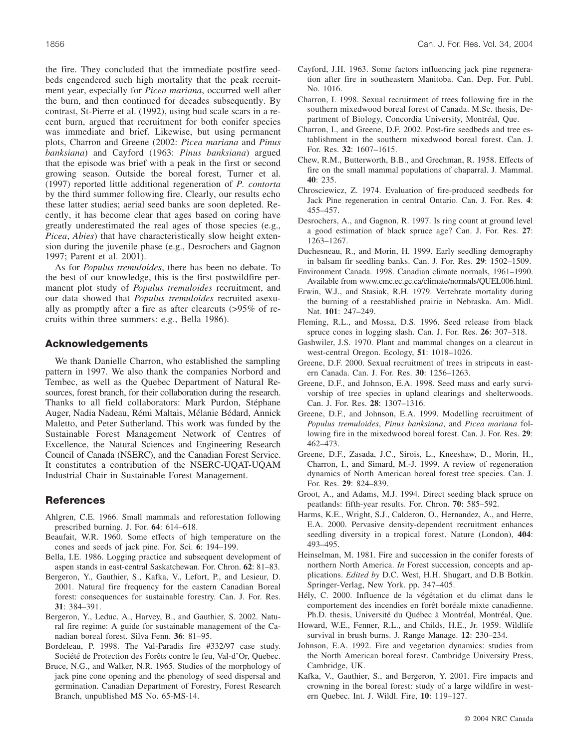the fire. They concluded that the immediate postfire seedbeds engendered such high mortality that the peak recruitment year, especially for *Picea mariana*, occurred well after the burn, and then continued for decades subsequently. By contrast, St-Pierre et al. (1992), using bud scale scars in a recent burn, argued that recruitment for both conifer species was immediate and brief. Likewise, but using permanent plots, Charron and Greene (2002: *Picea mariana* and *Pinus banksiana*) and Cayford (1963: *Pinus banksiana*) argued that the episode was brief with a peak in the first or second growing season. Outside the boreal forest, Turner et al. (1997) reported little additional regeneration of *P. contorta* by the third summer following fire. Clearly, our results echo these latter studies; aerial seed banks are soon depleted. Recently, it has become clear that ages based on coring have greatly underestimated the real ages of those species (e.g., *Picea*, *Abies*) that have characteristically slow height extension during the juvenile phase (e.g., Desrochers and Gagnon 1997; Parent et al. 2001).

As for *Populus tremuloides*, there has been no debate. To the best of our knowledge, this is the first postwildfire permanent plot study of *Populus tremuloides* recruitment, and our data showed that *Populus tremuloides* recruited asexually as promptly after a fire as after clearcuts (>95% of recruits within three summers: e.g., Bella 1986).

## Acknowledgements

We thank Danielle Charron, who established the sampling pattern in 1997. We also thank the companies Norbord and Tembec, as well as the Quebec Department of Natural Resources, forest branch, for their collaboration during the research. Thanks to all field collaborators: Mark Purdon, Stéphane Auger, Nadia Nadeau, Rémi Maltais, Mélanie Bédard, Annick Maletto, and Peter Sutherland. This work was funded by the Sustainable Forest Management Network of Centres of Excellence, the Natural Sciences and Engineering Research Council of Canada (NSERC), and the Canadian Forest Service. It constitutes a contribution of the NSERC-UQAT-UQAM Industrial Chair in Sustainable Forest Management.

## References

Ahlgren, C.E. 1966. Small mammals and reforestation following prescribed burning. J. For. **64**: 614–618.

Beaufait, W.R. 1960. Some effects of high temperature on the cones and seeds of jack pine. For. Sci. **6**: 194–199.

Bella, I.E. 1986. Logging practice and subsequent development of aspen stands in east-central Saskatchewan. For. Chron. **62**: 81–83.

Bergeron, Y., Gauthier, S., Kafka, V., Lefort, P., and Lesieur, D. 2001. Natural fire frequency for the eastern Canadian Boreal forest: consequences for sustainable forestry. Can. J. For. Res. **31**: 384–391.

Bergeron, Y., Leduc, A., Harvey, B., and Gauthier, S. 2002. Natural fire regime: A guide for sustainable management of the Canadian boreal forest. Silva Fenn. **36**: 81–95.

Bordeleau, P. 1998. The Val-Paradis fire #332/97 case study. Société de Protection des Forêts contre le feu, Val-d'Or, Quebec.

Bruce, N.G., and Walker, N.R. 1965. Studies of the morphology of jack pine cone opening and the phenology of seed dispersal and germination. Canadian Department of Forestry, Forest Research Branch, unpublished MS No. 65-MS-14.

Cayford, J.H. 1963. Some factors influencing jack pine regeneration after fire in southeastern Manitoba. Can. Dep. For. Publ. No. 1016.

Charron, I. 1998. Sexual recruitment of trees following fire in the southern mixedwood boreal forest of Canada. M.Sc. thesis, Department of Biology, Concordia University, Montréal, Que.

Charron, I., and Greene, D.F. 2002. Post-fire seedbeds and tree establishment in the southern mixedwood boreal forest. Can. J. For. Res. **32**: 1607–1615.

Chew, R.M., Butterworth, B.B., and Grechman, R. 1958. Effects of fire on the small mammal populations of chaparral. J. Mammal. **40**: 235.

Chrosciewicz, Z. 1974. Evaluation of fire-produced seedbeds for Jack Pine regeneration in central Ontario. Can. J. For. Res. **4**: 455–457.

Desrochers, A., and Gagnon, R. 1997. Is ring count at ground level a good estimation of black spruce age? Can. J. For. Res. **27**: 1263–1267.

Duchesneau, R., and Morin, H. 1999. Early seedling demography in balsam fir seedling banks. Can. J. For. Res. **29**: 1502–1509.

Environment Canada. 1998. Canadian climate normals, 1961–1990. Available from www.cmc.ec.gc.ca/climate/normals/QUEL006.html.

Erwin, W.J., and Stasiak, R.H. 1979. Vertebrate mortality during the burning of a reestablished prairie in Nebraska. Am. Midl. Nat. **101**: 247–249.

Fleming, R.L., and Mossa, D.S. 1996. Seed release from black spruce cones in logging slash. Can. J. For. Res. **26**: 307–318.

Gashwiler, J.S. 1970. Plant and mammal changes on a clearcut in west-central Oregon. Ecology, **51**: 1018–1026.

Greene, D.F. 2000. Sexual recruitment of trees in stripcuts in eastern Canada. Can. J. For. Res. **30**: 1256–1263.

Greene, D.F., and Johnson, E.A. 1998. Seed mass and early survivorship of tree species in upland clearings and shelterwoods. Can. J. For. Res. **28**: 1307–1316.

Greene, D.F., and Johnson, E.A. 1999. Modelling recruitment of *Populus tremuloides*, *Pinus banksiana*, and *Picea mariana* following fire in the mixedwood boreal forest. Can. J. For. Res. **29**: 462–473.

Greene, D.F., Zasada, J.C., Sirois, L., Kneeshaw, D., Morin, H., Charron, I., and Simard, M.-J. 1999. A review of regeneration dynamics of North American boreal forest tree species. Can. J. For. Res. **29**: 824–839.

Groot, A., and Adams, M.J. 1994. Direct seeding black spruce on peatlands: fifth-year results. For. Chron. **70**: 585–592.

Harms, K.E., Wright, S.J., Calderon, O., Hernandez, A., and Herre, E.A. 2000. Pervasive density-dependent recruitment enhances seedling diversity in a tropical forest. Nature (London), **404**: 493–495.

Heinselman, M. 1981. Fire and succession in the conifer forests of northern North America. *In* Forest succession, concepts and applications. *Edited by* D.C. West, H.H. Shugart, and D.B Botkin. Springer-Verlag, New York. pp. 347–405.

Hély, C. 2000. Influence de la végétation et du climat dans le comportement des incendies en forêt boréale mixte canadienne. Ph.D. thesis, Université du Québec à Montréal, Montréal, Que.

Howard, W.E., Fenner, R.L., and Childs, H.E., Jr. 1959. Wildlife survival in brush burns. J. Range Manage. **12**: 230–234.

Johnson, E.A. 1992. Fire and vegetation dynamics: studies from the North American boreal forest. Cambridge University Press, Cambridge, UK.

Kafka, V., Gauthier, S., and Bergeron, Y. 2001. Fire impacts and crowning in the boreal forest: study of a large wildfire in western Quebec. Int. J. Wildl. Fire, **10**: 119–127.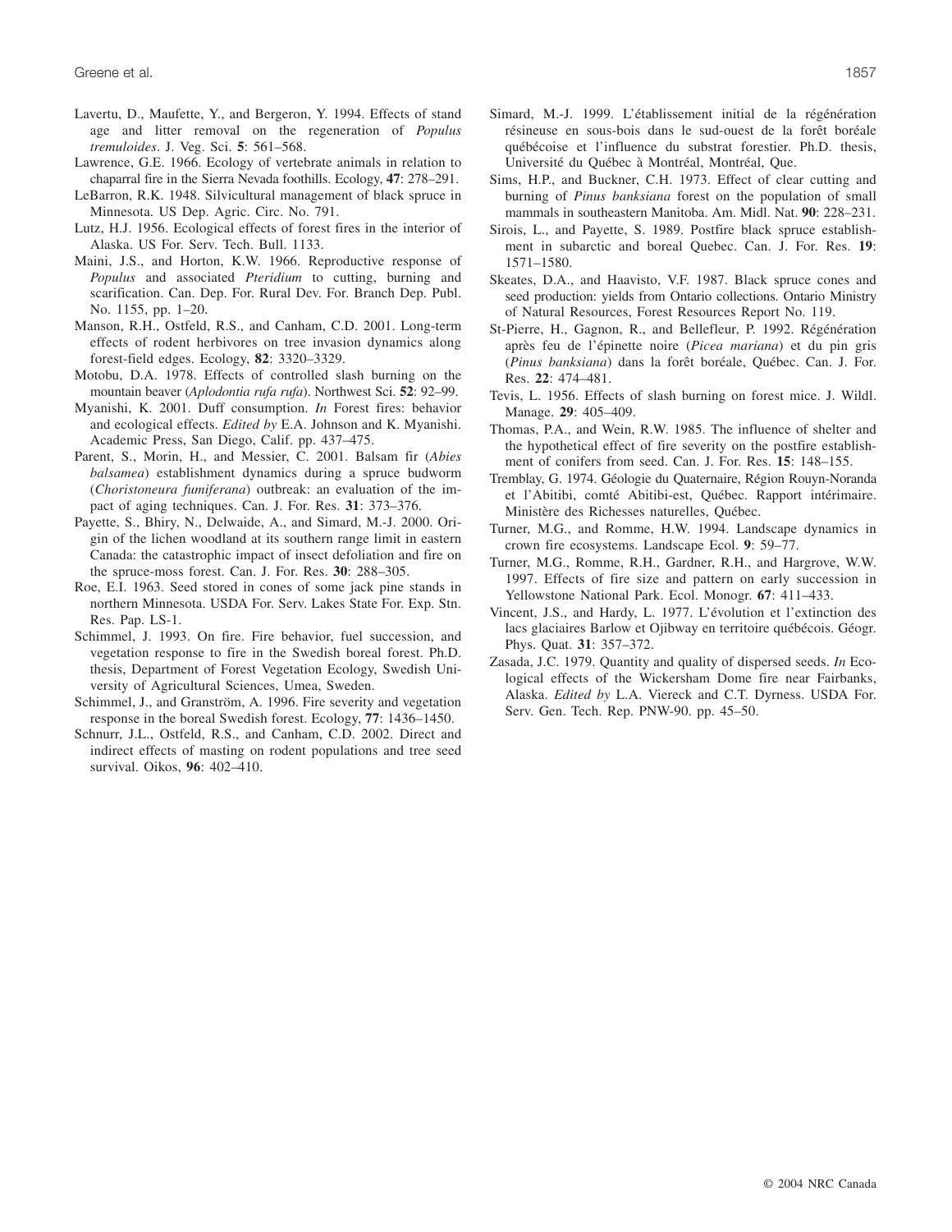Lavertu, D., Maufette, Y., and Bergeron, Y. 1994. Effects of stand age and litter removal on the regeneration of *Populus tremuloides*. J. Veg. Sci. **5**: 561–568.

Lawrence, G.E. 1966. Ecology of vertebrate animals in relation to chaparral fire in the Sierra Nevada foothills. Ecology, **47**: 278–291.

LeBarron, R.K. 1948. Silvicultural management of black spruce in Minnesota. US Dep. Agric. Circ. No. 791.

Lutz, H.J. 1956. Ecological effects of forest fires in the interior of Alaska. US For. Serv. Tech. Bull. 1133.

Maini, J.S., and Horton, K.W. 1966. Reproductive response of *Populus* and associated *Pteridium* to cutting, burning and scarification. Can. Dep. For. Rural Dev. For. Branch Dep. Publ. No. 1155, pp. 1–20.

Manson, R.H., Ostfeld, R.S., and Canham, C.D. 2001. Long-term effects of rodent herbivores on tree invasion dynamics along forest-field edges. Ecology, **82**: 3320–3329.

Motobu, D.A. 1978. Effects of controlled slash burning on the mountain beaver (*Aplodontia rufa rufa*). Northwest Sci. **52**: 92–99.

Myanishi, K. 2001. Duff consumption. *In* Forest fires: behavior and ecological effects. *Edited by* E.A. Johnson and K. Myanishi. Academic Press, San Diego, Calif. pp. 437–475.

Parent, S., Morin, H., and Messier, C. 2001. Balsam fir (*Abies balsamea*) establishment dynamics during a spruce budworm (*Choristoneura fumiferana*) outbreak: an evaluation of the impact of aging techniques. Can. J. For. Res. **31**: 373–376.

Payette, S., Bhiry, N., Delwaide, A., and Simard, M.-J. 2000. Origin of the lichen woodland at its southern range limit in eastern Canada: the catastrophic impact of insect defoliation and fire on the spruce-moss forest. Can. J. For. Res. **30**: 288–305.

Roe, E.I. 1963. Seed stored in cones of some jack pine stands in northern Minnesota. USDA For. Serv. Lakes State For. Exp. Stn. Res. Pap. LS-1.

Schimmel, J. 1993. On fire. Fire behavior, fuel succession, and vegetation response to fire in the Swedish boreal forest. Ph.D. thesis, Department of Forest Vegetation Ecology, Swedish University of Agricultural Sciences, Umea, Sweden.

Schimmel, J., and Granström, A. 1996. Fire severity and vegetation response in the boreal Swedish forest. Ecology, **77**: 1436–1450.

Schnurr, J.L., Ostfeld, R.S., and Canham, C.D. 2002. Direct and indirect effects of masting on rodent populations and tree seed survival. Oikos, **96**: 402–410.

Simard, M.-J. 1999. L'établissement initial de la régénération résineuse en sous-bois dans le sud-ouest de la forêt boréale québécoise et l'influence du substrat forestier. Ph.D. thesis, Université du Québec à Montréal, Montréal, Que.

Sims, H.P., and Buckner, C.H. 1973. Effect of clear cutting and burning of *Pinus banksiana* forest on the population of small mammals in southeastern Manitoba. Am. Midl. Nat. **90**: 228–231.

Sirois, L., and Payette, S. 1989. Postfire black spruce establishment in subarctic and boreal Quebec. Can. J. For. Res. **19**: 1571–1580.

Skeates, D.A., and Haavisto, V.F. 1987. Black spruce cones and seed production: yields from Ontario collections. Ontario Ministry of Natural Resources, Forest Resources Report No. 119.

St-Pierre, H., Gagnon, R., and Bellefleur, P. 1992. Régénération après feu de l'épinette noire (*Picea mariana*) et du pin gris (*Pinus banksiana*) dans la forêt boréale, Québec. Can. J. For. Res. **22**: 474–481.

Tevis, L. 1956. Effects of slash burning on forest mice. J. Wildl. Manage. **29**: 405–409.

Thomas, P.A., and Wein, R.W. 1985. The influence of shelter and the hypothetical effect of fire severity on the postfire establishment of conifers from seed. Can. J. For. Res. **15**: 148–155.

Tremblay, G. 1974. Géologie du Quaternaire, Région Rouyn-Noranda et l'Abitibi, comté Abitibi-est, Québec. Rapport intérimaire. Ministère des Richesses naturelles, Québec.

Turner, M.G., and Romme, H.W. 1994. Landscape dynamics in crown fire ecosystems. Landscape Ecol. **9**: 59–77.

Turner, M.G., Romme, R.H., Gardner, R.H., and Hargrove, W.W. 1997. Effects of fire size and pattern on early succession in Yellowstone National Park. Ecol. Monogr. **67**: 411–433.

Vincent, J.S., and Hardy, L. 1977. L'évolution et l'extinction des lacs glaciaires Barlow et Ojibway en territoire québécois. Géogr. Phys. Quat. **31**: 357–372.

Zasada, J.C. 1979. Quantity and quality of dispersed seeds. *In* Ecological effects of the Wickersham Dome fire near Fairbanks, Alaska. *Edited by* L.A. Viereck and C.T. Dyrness. USDA For. Serv. Gen. Tech. Rep. PNW-90. pp. 45–50.